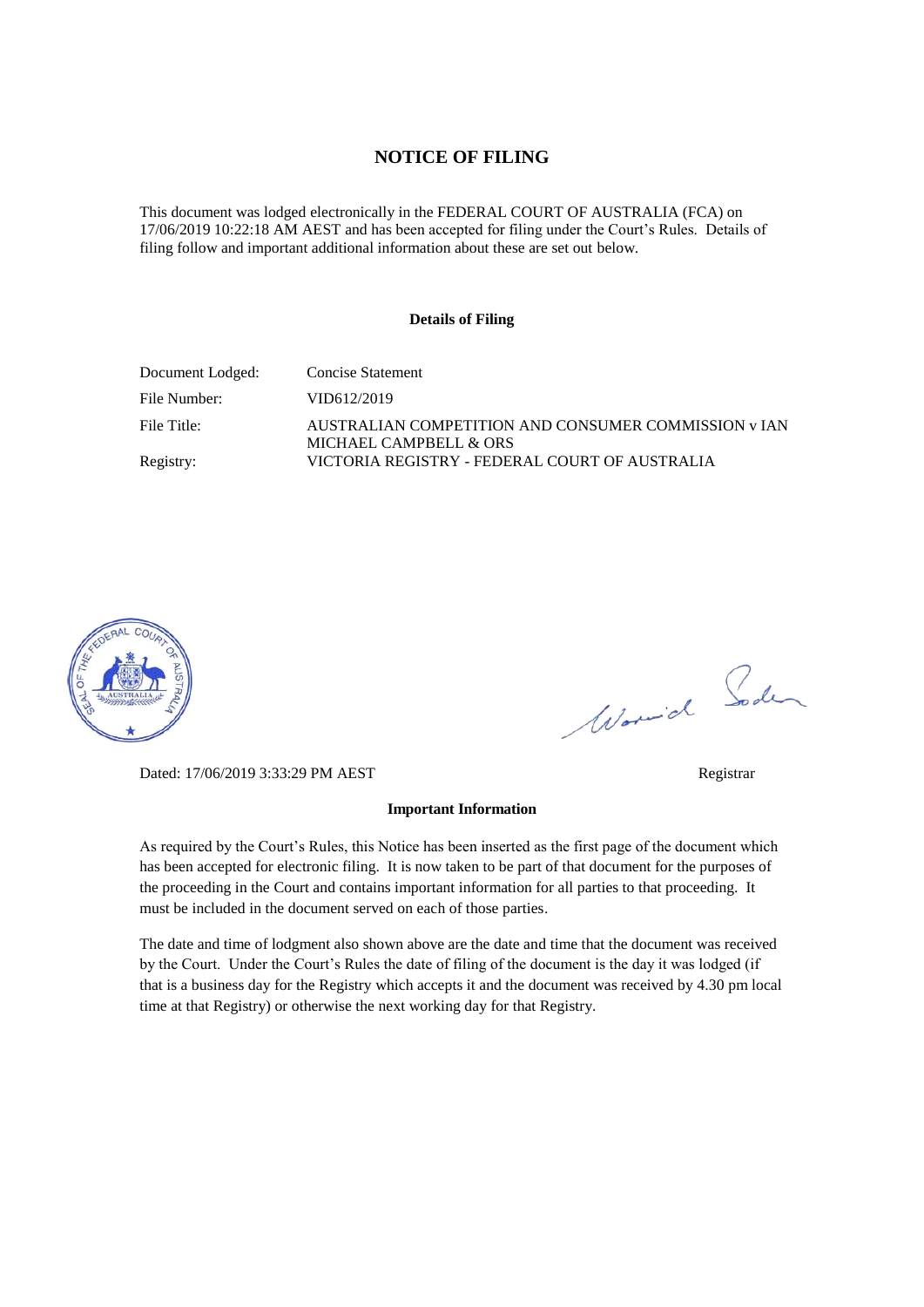# NOTICE OF FILING

This document was lodged electronically in the FEDERAL COURT OF AUSTRALIA (FCA) on 17/06/2019 10:22:18 AM AEST and has been accepted for filing under the Court's Rules. Details of filing follow and important additional information about these are set out below.

### Details of Filing

| | |
|---|---|
| Document Lodged: | Concise Statement |
| File Number: | VID612/2019 |
| File Title: | AUSTRALIAN COMPETITION AND CONSUMER COMMISSION v IAN MICHAEL CAMPBELL & ORS |
| Registry: | VICTORIA REGISTRY - FEDERAL COURT OF AUSTRALIA |

Dated: 17/06/2019 3:33:29 PM AEST

Registrar

### Important Information

As required by the Court's Rules, this Notice has been inserted as the first page of the document which has been accepted for electronic filing. It is now taken to be part of that document for the purposes of the proceeding in the Court and contains important information for all parties to that proceeding. It must be included in the document served on each of those parties.

The date and time of lodgment also shown above are the date and time that the document was received by the Court. Under the Court's Rules the date of filing of the document is the day it was lodged (if that is a business day for the Registry which accepts it and the document was received by 4.30 pm local time at that Registry) or otherwise the next working day for that Registry.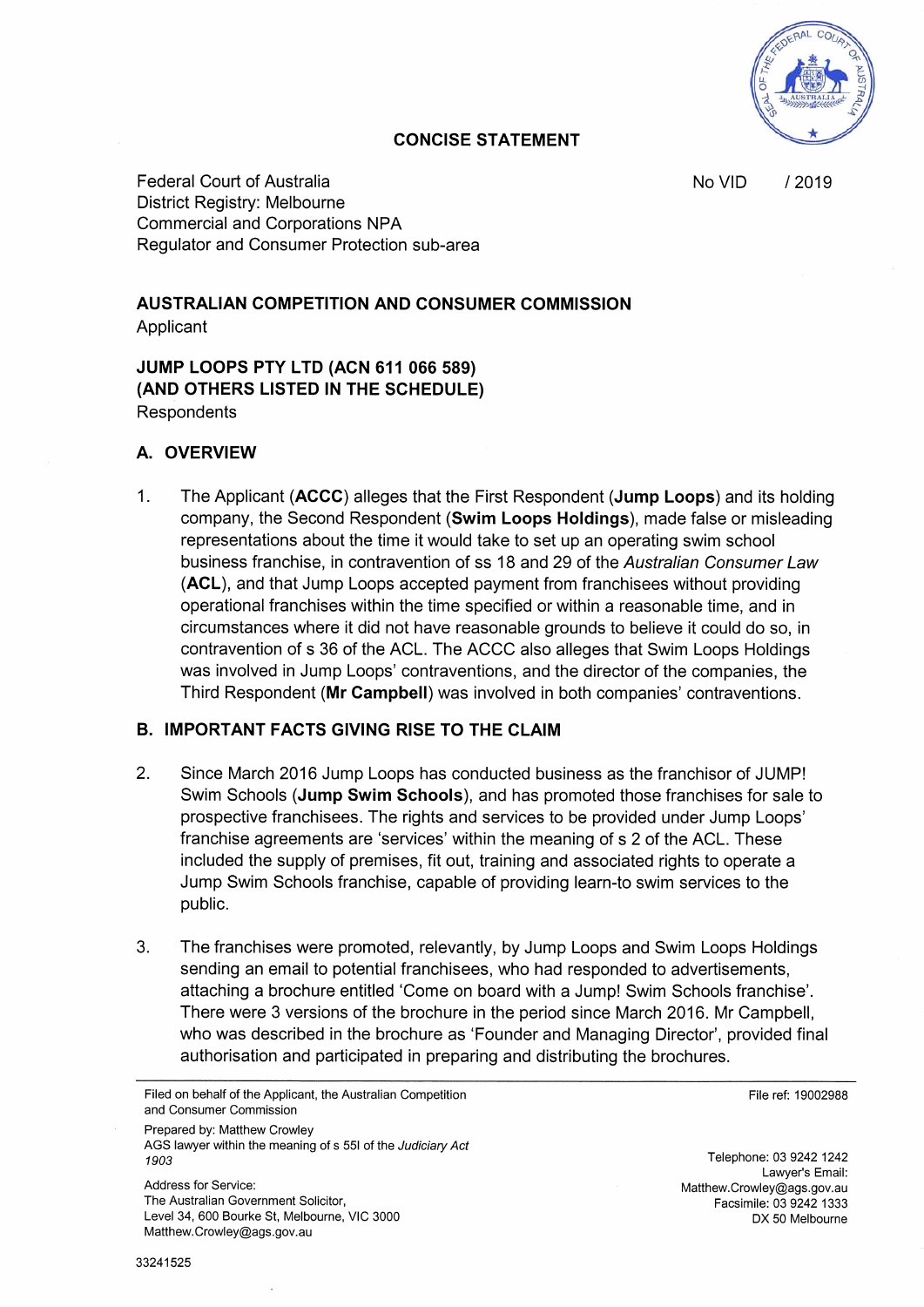## CONCISE STATEMENT

Federal Court of Australia
District Registry: Melbourne
Commercial and Corporations NPA
Regulator and Consumer Protection sub-area

No VID / 2019

**AUSTRALIAN COMPETITION AND CONSUMER COMMISSION**
Applicant

**JUMP LOOPS PTY LTD (ACN 611 066 589)**
**(AND OTHERS LISTED IN THE SCHEDULE)**
Respondents

## A. OVERVIEW

1. The Applicant (**ACCC**) alleges that the First Respondent (**Jump Loops**) and its holding company, the Second Respondent (**Swim Loops Holdings**), made false or misleading representations about the time it would take to set up an operating swim school business franchise, in contravention of ss 18 and 29 of the *Australian Consumer Law* (**ACL**), and that Jump Loops accepted payment from franchisees without providing operational franchises within the time specified or within a reasonable time, and in circumstances where it did not have reasonable grounds to believe it could do so, in contravention of s 36 of the ACL. The ACCC also alleges that Swim Loops Holdings was involved in Jump Loops' contraventions, and the director of the companies, the Third Respondent (**Mr Campbell**) was involved in both companies' contraventions.

## B. IMPORTANT FACTS GIVING RISE TO THE CLAIM

2. Since March 2016 Jump Loops has conducted business as the franchisor of JUMP! Swim Schools (**Jump Swim Schools**), and has promoted those franchises for sale to prospective franchisees. The rights and services to be provided under Jump Loops' franchise agreements are 'services' within the meaning of s 2 of the ACL. These included the supply of premises, fit out, training and associated rights to operate a Jump Swim Schools franchise, capable of providing learn-to swim services to the public.

3. The franchises were promoted, relevantly, by Jump Loops and Swim Loops Holdings sending an email to potential franchisees, who had responded to advertisements, attaching a brochure entitled 'Come on board with a Jump! Swim Schools franchise'. There were 3 versions of the brochure in the period since March 2016. Mr Campbell, who was described in the brochure as 'Founder and Managing Director', provided final authorisation and participated in preparing and distributing the brochures.

---

Filed on behalf of the Applicant, the Australian Competition and Consumer Commission
Prepared by: Matthew Crowley
AGS lawyer within the meaning of s 55I of the *Judiciary Act 1903*

Address for Service:
The Australian Government Solicitor,
Level 34, 600 Bourke St, Melbourne, VIC 3000
Matthew.Crowley@ags.gov.au

File ref: 19002988

Telephone: 03 9242 1242
Lawyer's Email: Matthew.Crowley@ags.gov.au
Facsimile: 03 9242 1333
DX 50 Melbourne

33241525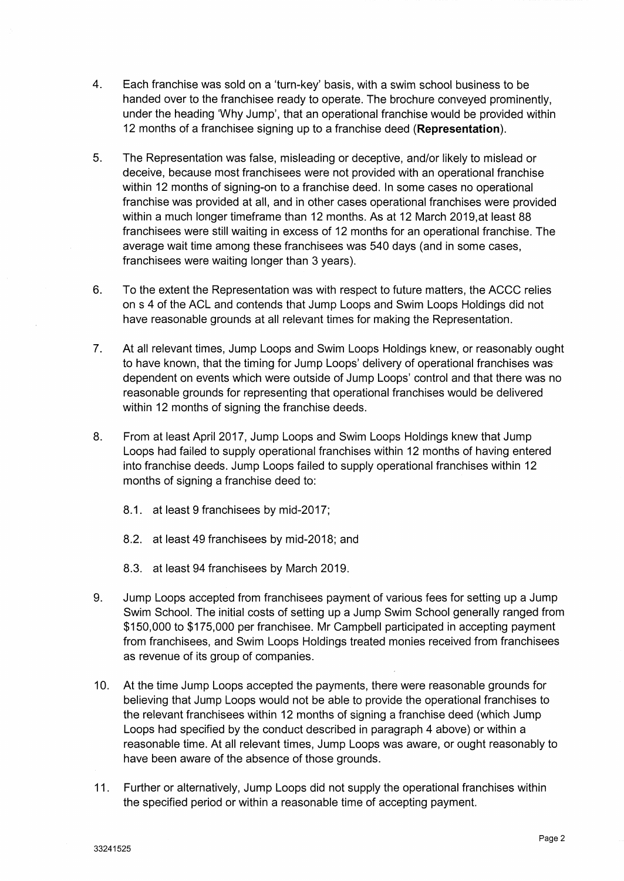4. Each franchise was sold on a 'turn-key' basis, with a swim school business to be handed over to the franchisee ready to operate. The brochure conveyed prominently, under the heading 'Why Jump', that an operational franchise would be provided within 12 months of a franchisee signing up to a franchise deed (**Representation**).

5. The Representation was false, misleading or deceptive, and/or likely to mislead or deceive, because most franchisees were not provided with an operational franchise within 12 months of signing-on to a franchise deed. In some cases no operational franchise was provided at all, and in other cases operational franchises were provided within a much longer timeframe than 12 months. As at 12 March 2019,at least 88 franchisees were still waiting in excess of 12 months for an operational franchise. The average wait time among these franchisees was 540 days (and in some cases, franchisees were waiting longer than 3 years).

6. To the extent the Representation was with respect to future matters, the ACCC relies on s 4 of the ACL and contends that Jump Loops and Swim Loops Holdings did not have reasonable grounds at all relevant times for making the Representation.

7. At all relevant times, Jump Loops and Swim Loops Holdings knew, or reasonably ought to have known, that the timing for Jump Loops' delivery of operational franchises was dependent on events which were outside of Jump Loops' control and that there was no reasonable grounds for representing that operational franchises would be delivered within 12 months of signing the franchise deeds.

8. From at least April 2017, Jump Loops and Swim Loops Holdings knew that Jump Loops had failed to supply operational franchises within 12 months of having entered into franchise deeds. Jump Loops failed to supply operational franchises within 12 months of signing a franchise deed to:

   8.1. at least 9 franchisees by mid-2017;

   8.2. at least 49 franchisees by mid-2018; and

   8.3. at least 94 franchisees by March 2019.

9. Jump Loops accepted from franchisees payment of various fees for setting up a Jump Swim School. The initial costs of setting up a Jump Swim School generally ranged from $150,000 to $175,000 per franchisee. Mr Campbell participated in accepting payment from franchisees, and Swim Loops Holdings treated monies received from franchisees as revenue of its group of companies.

10. At the time Jump Loops accepted the payments, there were reasonable grounds for believing that Jump Loops would not be able to provide the operational franchises to the relevant franchisees within 12 months of signing a franchise deed (which Jump Loops had specified by the conduct described in paragraph 4 above) or within a reasonable time. At all relevant times, Jump Loops was aware, or ought reasonably to have been aware of the absence of those grounds.

11. Further or alternatively, Jump Loops did not supply the operational franchises within the specified period or within a reasonable time of accepting payment.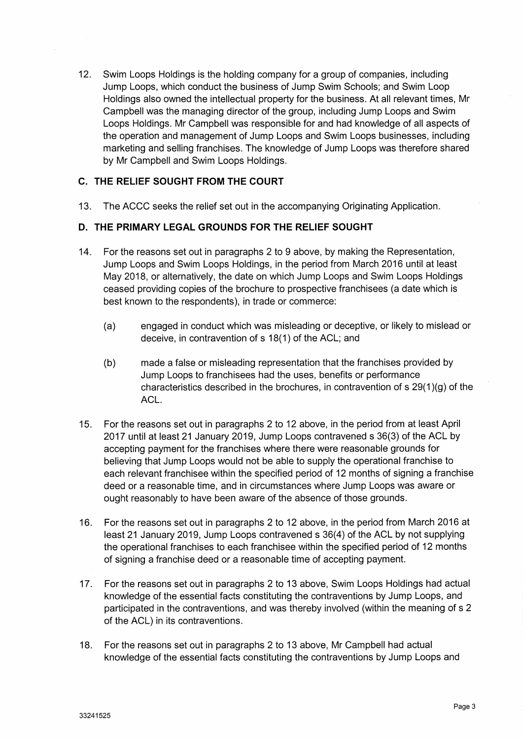12. Swim Loops Holdings is the holding company for a group of companies, including Jump Loops, which conduct the business of Jump Swim Schools; and Swim Loop Holdings also owned the intellectual property for the business. At all relevant times, Mr Campbell was the managing director of the group, including Jump Loops and Swim Loops Holdings. Mr Campbell was responsible for and had knowledge of all aspects of the operation and management of Jump Loops and Swim Loops businesses, including marketing and selling franchises. The knowledge of Jump Loops was therefore shared by Mr Campbell and Swim Loops Holdings.

## C. THE RELIEF SOUGHT FROM THE COURT

13. The ACCC seeks the relief set out in the accompanying Originating Application.

## D. THE PRIMARY LEGAL GROUNDS FOR THE RELIEF SOUGHT

14. For the reasons set out in paragraphs 2 to 9 above, by making the Representation, Jump Loops and Swim Loops Holdings, in the period from March 2016 until at least May 2018, or alternatively, the date on which Jump Loops and Swim Loops Holdings ceased providing copies of the brochure to prospective franchisees (a date which is best known to the respondents), in trade or commerce:

    (a) engaged in conduct which was misleading or deceptive, or likely to mislead or deceive, in contravention of s 18(1) of the ACL; and

    (b) made a false or misleading representation that the franchises provided by Jump Loops to franchisees had the uses, benefits or performance characteristics described in the brochures, in contravention of s 29(1)(g) of the ACL.

15. For the reasons set out in paragraphs 2 to 12 above, in the period from at least April 2017 until at least 21 January 2019, Jump Loops contravened s 36(3) of the ACL by accepting payment for the franchises where there were reasonable grounds for believing that Jump Loops would not be able to supply the operational franchise to each relevant franchisee within the specified period of 12 months of signing a franchise deed or a reasonable time, and in circumstances where Jump Loops was aware or ought reasonably to have been aware of the absence of those grounds.

16. For the reasons set out in paragraphs 2 to 12 above, in the period from March 2016 at least 21 January 2019, Jump Loops contravened s 36(4) of the ACL by not supplying the operational franchises to each franchisee within the specified period of 12 months of signing a franchise deed or a reasonable time of accepting payment.

17. For the reasons set out in paragraphs 2 to 13 above, Swim Loops Holdings had actual knowledge of the essential facts constituting the contraventions by Jump Loops, and participated in the contraventions, and was thereby involved (within the meaning of s 2 of the ACL) in its contraventions.

18. For the reasons set out in paragraphs 2 to 13 above, Mr Campbell had actual knowledge of the essential facts constituting the contraventions by Jump Loops and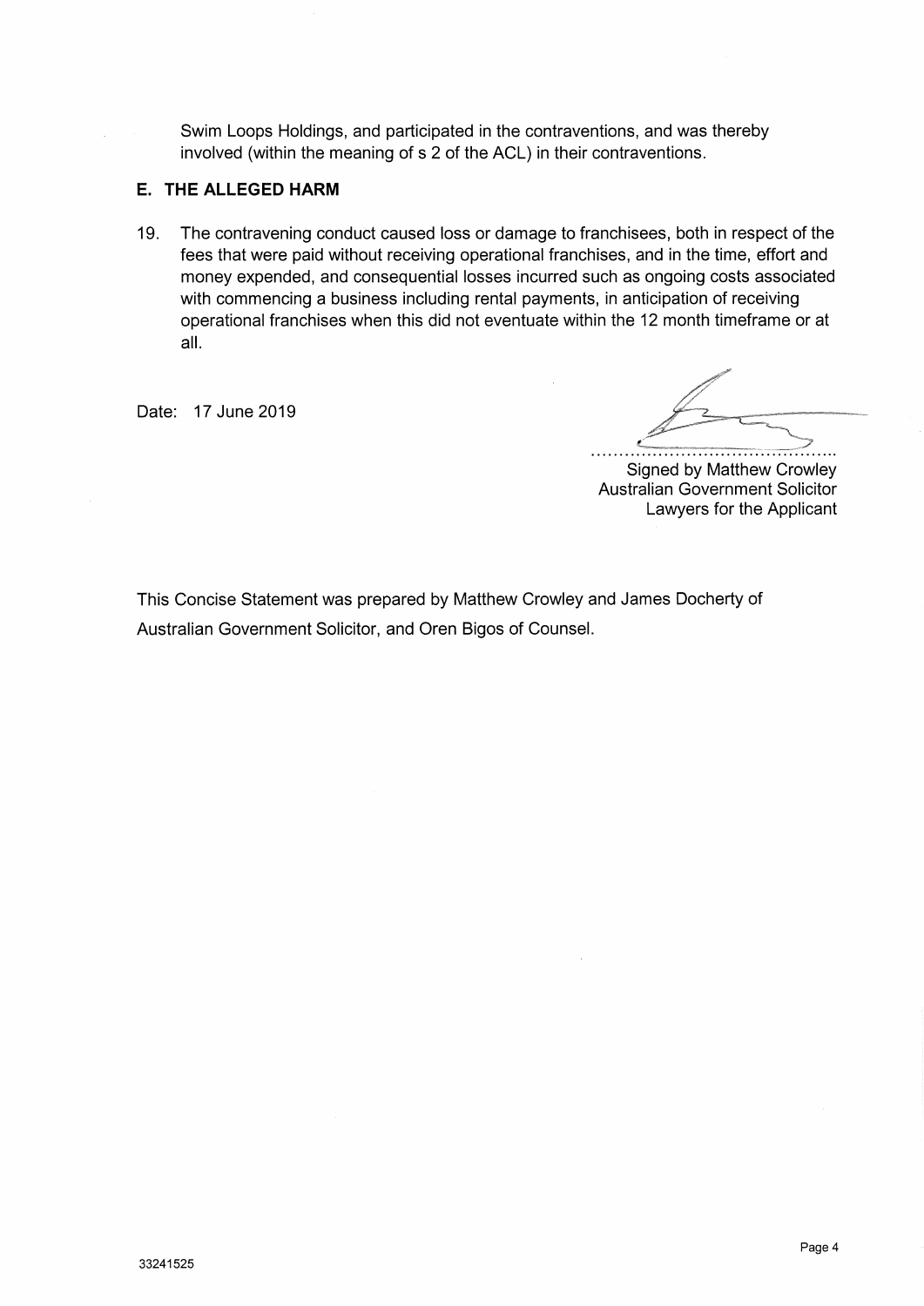Swim Loops Holdings, and participated in the contraventions, and was thereby involved (within the meaning of s 2 of the ACL) in their contraventions.

## E. THE ALLEGED HARM

19. The contravening conduct caused loss or damage to franchisees, both in respect of the fees that were paid without receiving operational franchises, and in the time, effort and money expended, and consequential losses incurred such as ongoing costs associated with commencing a business including rental payments, in anticipation of receiving operational franchises when this did not eventuate within the 12 month timeframe or at all.

Date: 17 June 2019

............................................

Signed by Matthew Crowley
Australian Government Solicitor
Lawyers for the Applicant

This Concise Statement was prepared by Matthew Crowley and James Docherty of Australian Government Solicitor, and Oren Bigos of Counsel.

33241525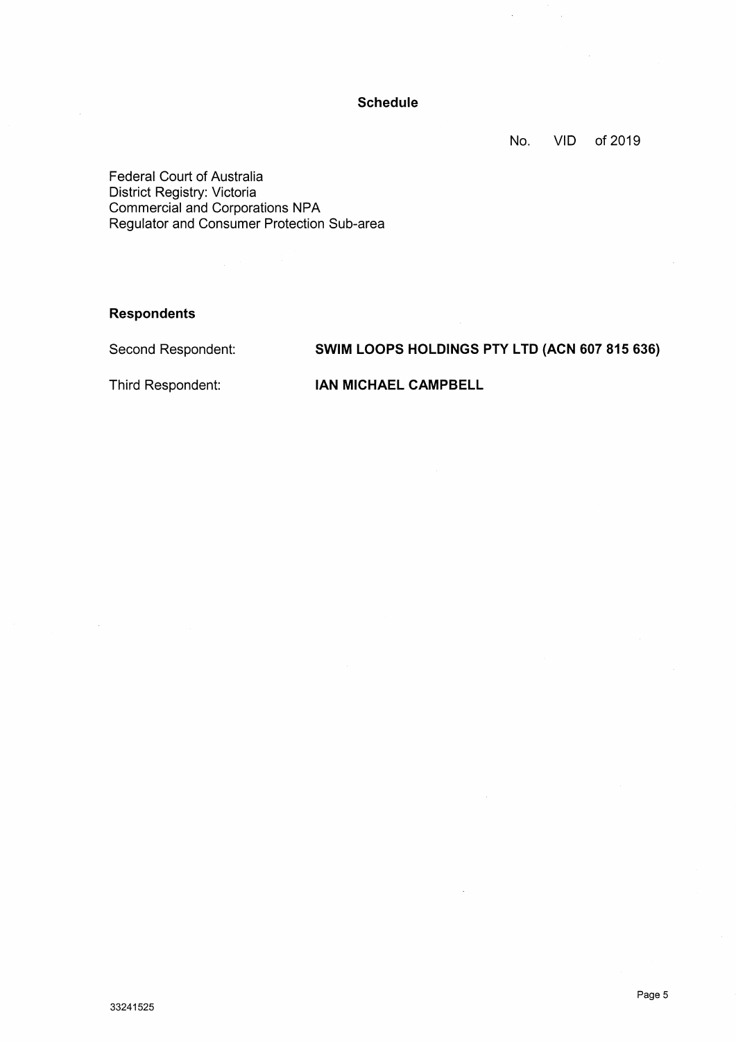**Schedule**

No. VID of 2019

Federal Court of Australia
District Registry: Victoria
Commercial and Corporations NPA
Regulator and Consumer Protection Sub-area

**Respondents**

| | |
|---|---|
| Second Respondent: | **SWIM LOOPS HOLDINGS PTY LTD (ACN 607 815 636)** |
| Third Respondent: | **IAN MICHAEL CAMPBELL** |

33241525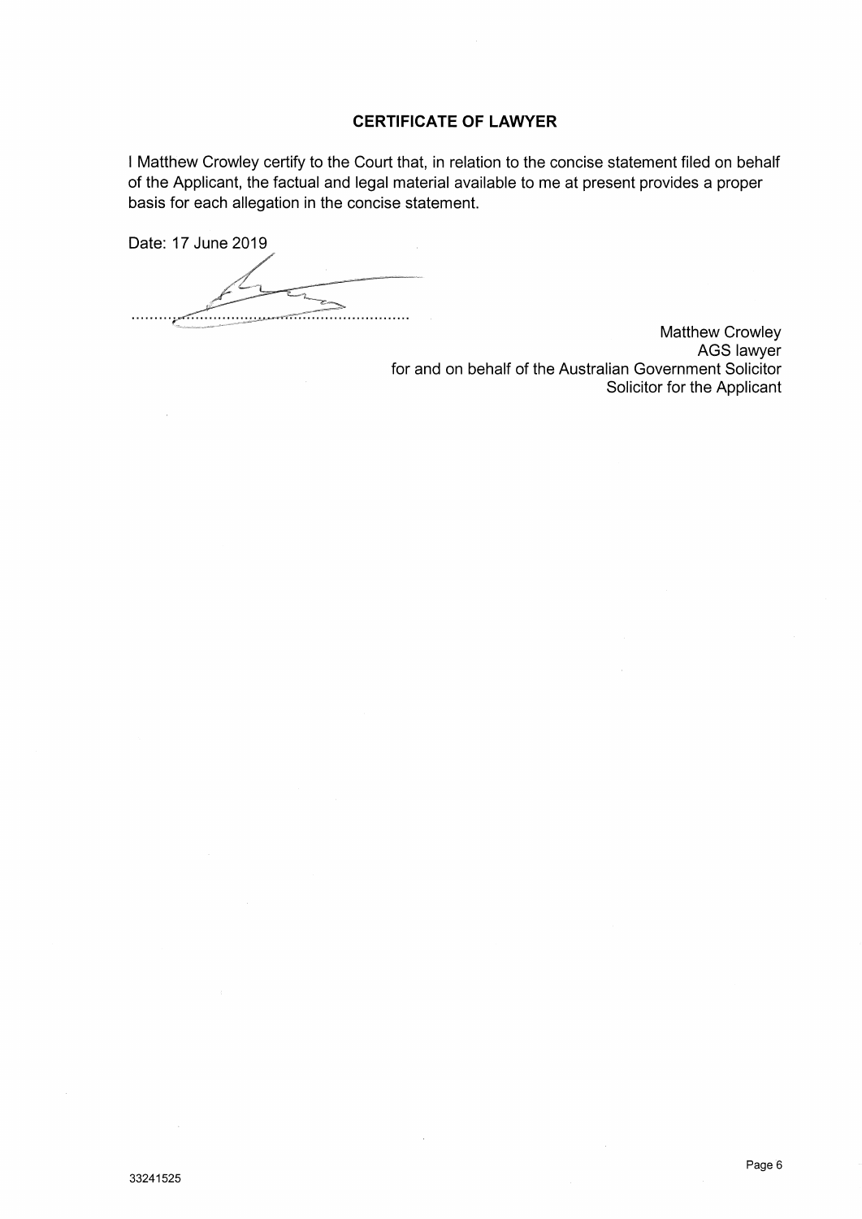## CERTIFICATE OF LAWYER

I Matthew Crowley certify to the Court that, in relation to the concise statement filed on behalf of the Applicant, the factual and legal material available to me at present provides a proper basis for each allegation in the concise statement.

Date: 17 June 2019

.............................................................

Matthew Crowley
AGS lawyer
for and on behalf of the Australian Government Solicitor
Solicitor for the Applicant

33241525